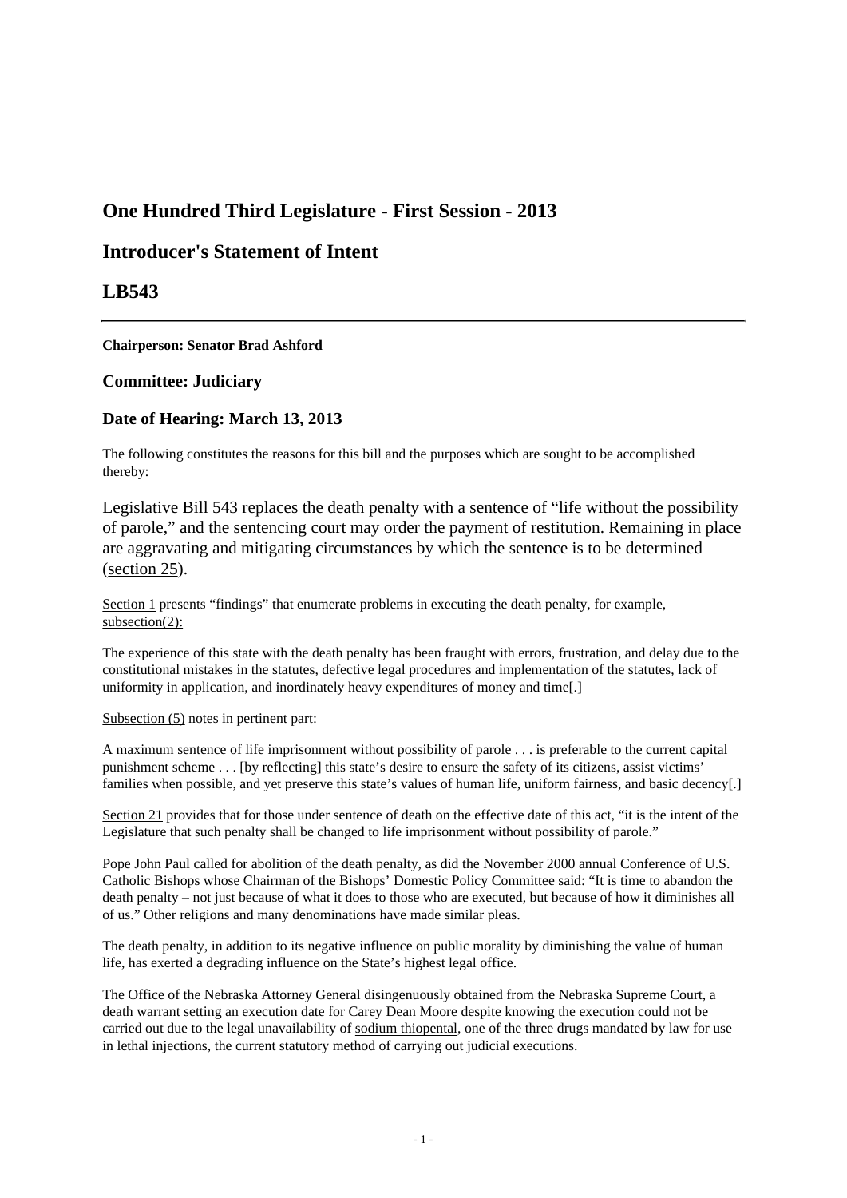## One Hundred Third Legislature - First Session - 2013

## Introducer's Statement of Intent

## LB543

---

**Chairperson: Senator Brad Ashford**

### Committee: Judiciary

### Date of Hearing: March 13, 2013

The following constitutes the reasons for this bill and the purposes which are sought to be accomplished thereby:

Legislative Bill 543 replaces the death penalty with a sentence of "life without the possibility of parole," and the sentencing court may order the payment of restitution. Remaining in place are aggravating and mitigating circumstances by which the sentence is to be determined (section 25).

Section 1 presents "findings" that enumerate problems in executing the death penalty, for example, subsection(2):

The experience of this state with the death penalty has been fraught with errors, frustration, and delay due to the constitutional mistakes in the statutes, defective legal procedures and implementation of the statutes, lack of uniformity in application, and inordinately heavy expenditures of money and time[.]

Subsection (5) notes in pertinent part:

A maximum sentence of life imprisonment without possibility of parole . . . is preferable to the current capital punishment scheme . . . [by reflecting] this state's desire to ensure the safety of its citizens, assist victims' families when possible, and yet preserve this state's values of human life, uniform fairness, and basic decency[.]

Section 21 provides that for those under sentence of death on the effective date of this act, "it is the intent of the Legislature that such penalty shall be changed to life imprisonment without possibility of parole."

Pope John Paul called for abolition of the death penalty, as did the November 2000 annual Conference of U.S. Catholic Bishops whose Chairman of the Bishops' Domestic Policy Committee said: "It is time to abandon the death penalty – not just because of what it does to those who are executed, but because of how it diminishes all of us." Other religions and many denominations have made similar pleas.

The death penalty, in addition to its negative influence on public morality by diminishing the value of human life, has exerted a degrading influence on the State's highest legal office.

The Office of the Nebraska Attorney General disingenuously obtained from the Nebraska Supreme Court, a death warrant setting an execution date for Carey Dean Moore despite knowing the execution could not be carried out due to the legal unavailability of sodium thiopental, one of the three drugs mandated by law for use in lethal injections, the current statutory method of carrying out judicial executions.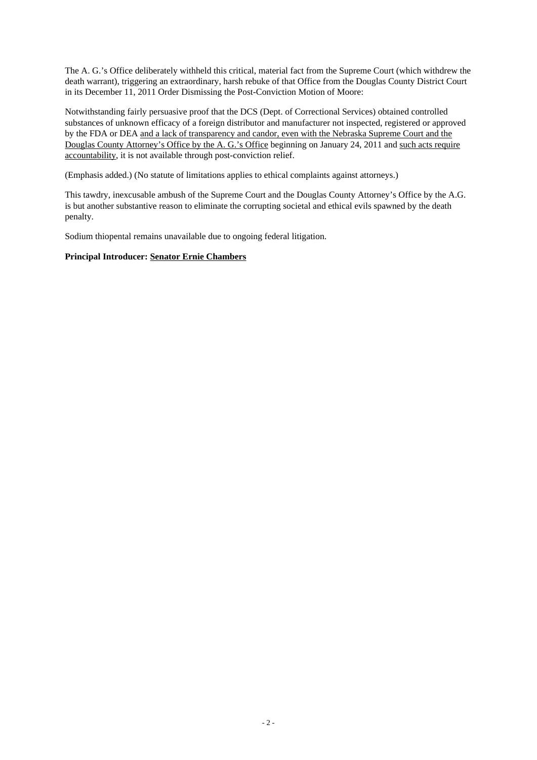The A. G.'s Office deliberately withheld this critical, material fact from the Supreme Court (which withdrew the death warrant), triggering an extraordinary, harsh rebuke of that Office from the Douglas County District Court in its December 11, 2011 Order Dismissing the Post-Conviction Motion of Moore:

Notwithstanding fairly persuasive proof that the DCS (Dept. of Correctional Services) obtained controlled substances of unknown efficacy of a foreign distributor and manufacturer not inspected, registered or approved by the FDA or DEA <u>and a lack of transparency and candor, even with the Nebraska Supreme Court and the Douglas County Attorney's Office by the A. G.'s Office</u> beginning on January 24, 2011 and <u>such acts require accountability</u>, it is not available through post-conviction relief.

(Emphasis added.) (No statute of limitations applies to ethical complaints against attorneys.)

This tawdry, inexcusable ambush of the Supreme Court and the Douglas County Attorney's Office by the A.G. is but another substantive reason to eliminate the corrupting societal and ethical evils spawned by the death penalty.

Sodium thiopental remains unavailable due to ongoing federal litigation.

**Principal Introducer: <u>Senator Ernie Chambers</u>**